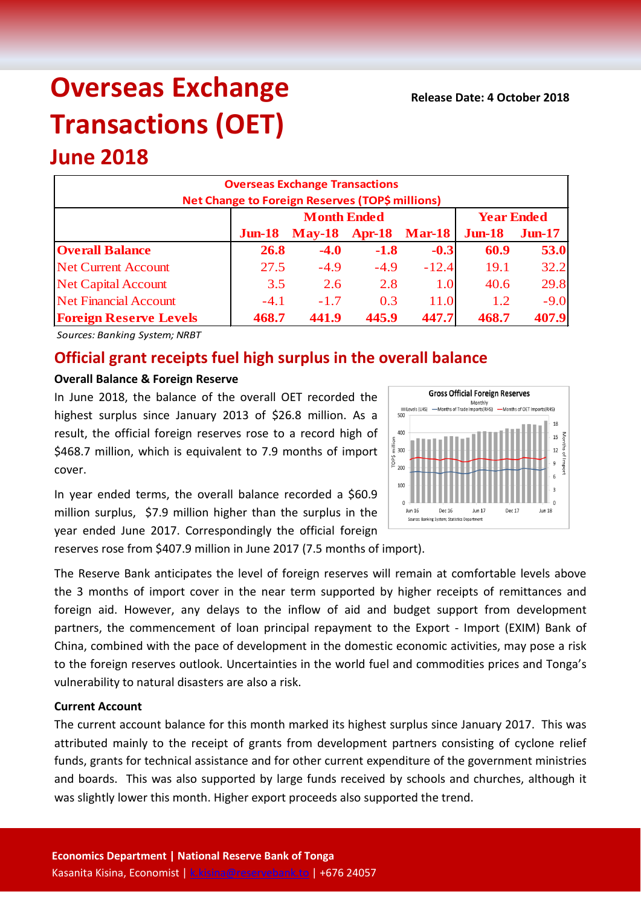# Overseas Exchange Transactions (OET)

## June 2018

**Release Date: 4 October 2018**

| Overseas Exchange Transactions<br>Net Change to Foreign Reserves (TOP$ millions) | | | | | | |
|---|---|---|---|---|---|---|
| | Month Ended | | | | Year Ended | |
| | Jun-18 | May-18 | Apr-18 | Mar-18 | Jun-18 | Jun-17 |
| **Overall Balance** | **26.8** | **-4.0** | **-1.8** | **-0.3** | **60.9** | **53.0** |
| Net Current Account | 27.5 | -4.9 | -4.9 | -12.4 | 19.1 | 32.2 |
| Net Capital Account | 3.5 | 2.6 | 2.8 | 1.0 | 40.6 | 29.8 |
| Net Financial Account | -4.1 | -1.7 | 0.3 | 11.0 | 1.2 | -9.0 |
| **Foreign Reserve Levels** | **468.7** | **441.9** | **445.9** | **447.7** | **468.7** | **407.9** |

*Sources: Banking System; NRBT*

## Official grant receipts fuel high surplus in the overall balance

### Overall Balance & Foreign Reserve

In June 2018, the balance of the overall OET recorded the highest surplus since January 2013 of $26.8 million. As a result, the official foreign reserves rose to a record high of $468.7 million, which is equivalent to 7.9 months of import cover.

In year ended terms, the overall balance recorded a $60.9 million surplus, $7.9 million higher than the surplus in the year ended June 2017. Correspondingly the official foreign reserves rose from $407.9 million in June 2017 (7.5 months of import).

The Reserve Bank anticipates the level of foreign reserves will remain at comfortable levels above the 3 months of import cover in the near term supported by higher receipts of remittances and foreign aid. However, any delays to the inflow of aid and budget support from development partners, the commencement of loan principal repayment to the Export - Import (EXIM) Bank of China, combined with the pace of development in the domestic economic activities, may pose a risk to the foreign reserves outlook. Uncertainties in the world fuel and commodities prices and Tonga's vulnerability to natural disasters are also a risk.

### Current Account

The current account balance for this month marked its highest surplus since January 2017. This was attributed mainly to the receipt of grants from development partners consisting of cyclone relief funds, grants for technical assistance and for other current expenditure of the government ministries and boards. This was also supported by large funds received by schools and churches, although it was slightly lower this month. Higher export proceeds also supported the trend.

**Economics Department | National Reserve Bank of Tonga**
Kasanita Kisina, Economist | k.kisina@reservebank.to | +676 24057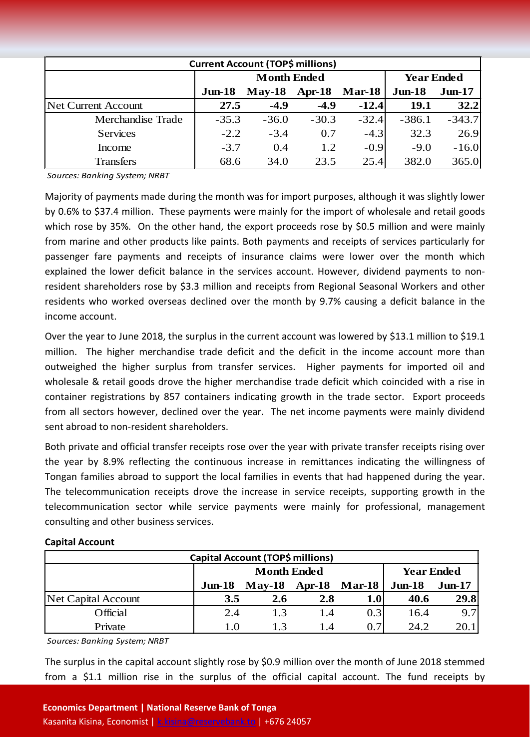| Current Account (TOP$ millions) | | | | | | |
|---|---|---|---|---|---|---|
| | Month Ended | | | | Year Ended | |
| | Jun-18 | May-18 | Apr-18 | Mar-18 | Jun-18 | Jun-17 |
| **Net Current Account** | **27.5** | **-4.9** | **-4.9** | **-12.4** | **19.1** | **32.2** |
| Merchandise Trade | -35.3 | -36.0 | -30.3 | -32.4 | -386.1 | -343.7 |
| Services | -2.2 | -3.4 | 0.7 | -4.3 | 32.3 | 26.9 |
| Income | -3.7 | 0.4 | 1.2 | -0.9 | -9.0 | -16.0 |
| Transfers | 68.6 | 34.0 | 23.5 | 25.4 | 382.0 | 365.0 |

*Sources: Banking System; NRBT*

Majority of payments made during the month was for import purposes, although it was slightly lower by 0.6% to $37.4 million. These payments were mainly for the import of wholesale and retail goods which rose by 35%. On the other hand, the export proceeds rose by $0.5 million and were mainly from marine and other products like paints. Both payments and receipts of services particularly for passenger fare payments and receipts of insurance claims were lower over the month which explained the lower deficit balance in the services account. However, dividend payments to non-resident shareholders rose by $3.3 million and receipts from Regional Seasonal Workers and other residents who worked overseas declined over the month by 9.7% causing a deficit balance in the income account.

Over the year to June 2018, the surplus in the current account was lowered by $13.1 million to $19.1 million. The higher merchandise trade deficit and the deficit in the income account more than outweighed the higher surplus from transfer services. Higher payments for imported oil and wholesale & retail goods drove the higher merchandise trade deficit which coincided with a rise in container registrations by 857 containers indicating growth in the trade sector. Export proceeds from all sectors however, declined over the year. The net income payments were mainly dividend sent abroad to non-resident shareholders.

Both private and official transfer receipts rose over the year with private transfer receipts rising over the year by 8.9% reflecting the continuous increase in remittances indicating the willingness of Tongan families abroad to support the local families in events that had happened during the year. The telecommunication receipts drove the increase in service receipts, supporting growth in the telecommunication sector while service payments were mainly for professional, management consulting and other business services.

**Capital Account**

| Capital Account (TOP$ millions) | | | | | | |
|---|---|---|---|---|---|---|
| | Month Ended | | | | Year Ended | |
| | Jun-18 | May-18 | Apr-18 | Mar-18 | Jun-18 | Jun-17 |
| **Net Capital Account** | **3.5** | **2.6** | **2.8** | **1.0** | **40.6** | **29.8** |
| Official | 2.4 | 1.3 | 1.4 | 0.3 | 16.4 | 9.7 |
| Private | 1.0 | 1.3 | 1.4 | 0.7 | 24.2 | 20.1 |

*Sources: Banking System; NRBT*

The surplus in the capital account slightly rose by $0.9 million over the month of June 2018 stemmed from a $1.1 million rise in the surplus of the official capital account. The fund receipts by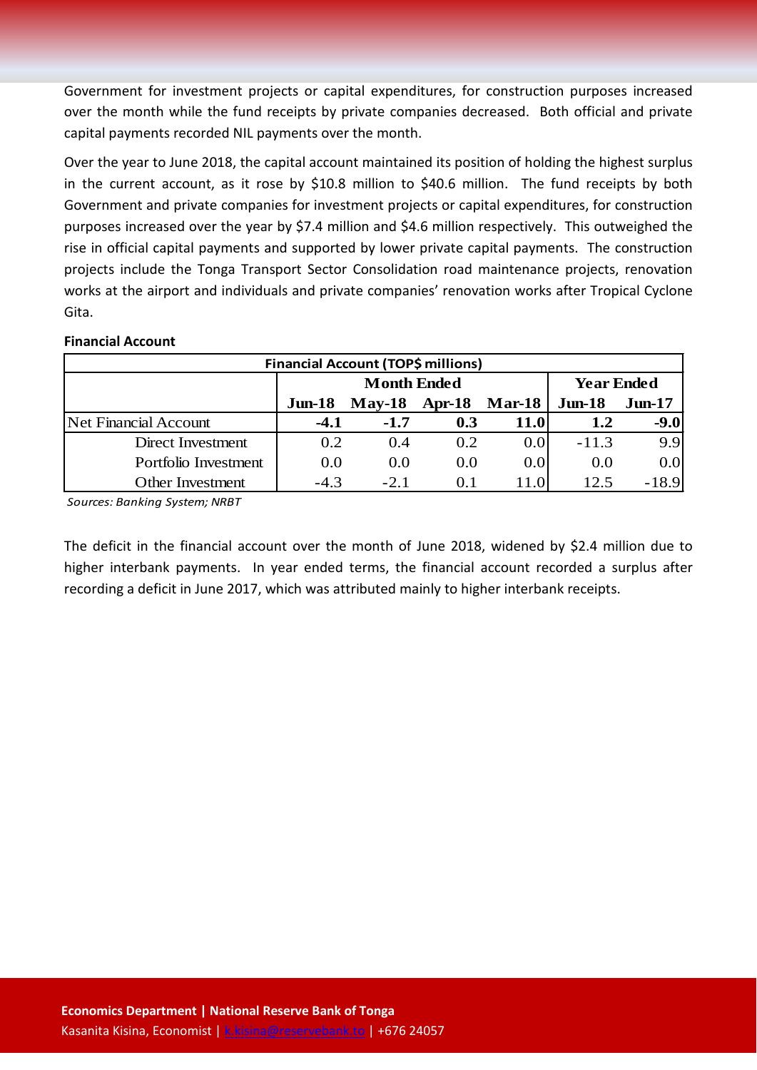Government for investment projects or capital expenditures, for construction purposes increased over the month while the fund receipts by private companies decreased. Both official and private capital payments recorded NIL payments over the month.

Over the year to June 2018, the capital account maintained its position of holding the highest surplus in the current account, as it rose by $10.8 million to $40.6 million. The fund receipts by both Government and private companies for investment projects or capital expenditures, for construction purposes increased over the year by $7.4 million and $4.6 million respectively. This outweighed the rise in official capital payments and supported by lower private capital payments. The construction projects include the Tonga Transport Sector Consolidation road maintenance projects, renovation works at the airport and individuals and private companies' renovation works after Tropical Cyclone Gita.

**Financial Account**

| Financial Account (TOP$ millions) | | | | | | |
|---|---|---|---|---|---|---|
| | Month Ended | | | | Year Ended | |
| | Jun-18 | May-18 | Apr-18 | Mar-18 | Jun-18 | Jun-17 |
| **Net Financial Account** | **-4.1** | **-1.7** | **0.3** | **11.0** | **1.2** | **-9.0** |
| Direct Investment | 0.2 | 0.4 | 0.2 | 0.0 | -11.3 | 9.9 |
| Portfolio Investment | 0.0 | 0.0 | 0.0 | 0.0 | 0.0 | 0.0 |
| Other Investment | -4.3 | -2.1 | 0.1 | 11.0 | 12.5 | -18.9 |

*Sources: Banking System; NRBT*

The deficit in the financial account over the month of June 2018, widened by $2.4 million due to higher interbank payments. In year ended terms, the financial account recorded a surplus after recording a deficit in June 2017, which was attributed mainly to higher interbank receipts.

**Economics Department | National Reserve Bank of Tonga**
Kasanita Kisina, Economist | k.kisina@reservebank.to | +676 24057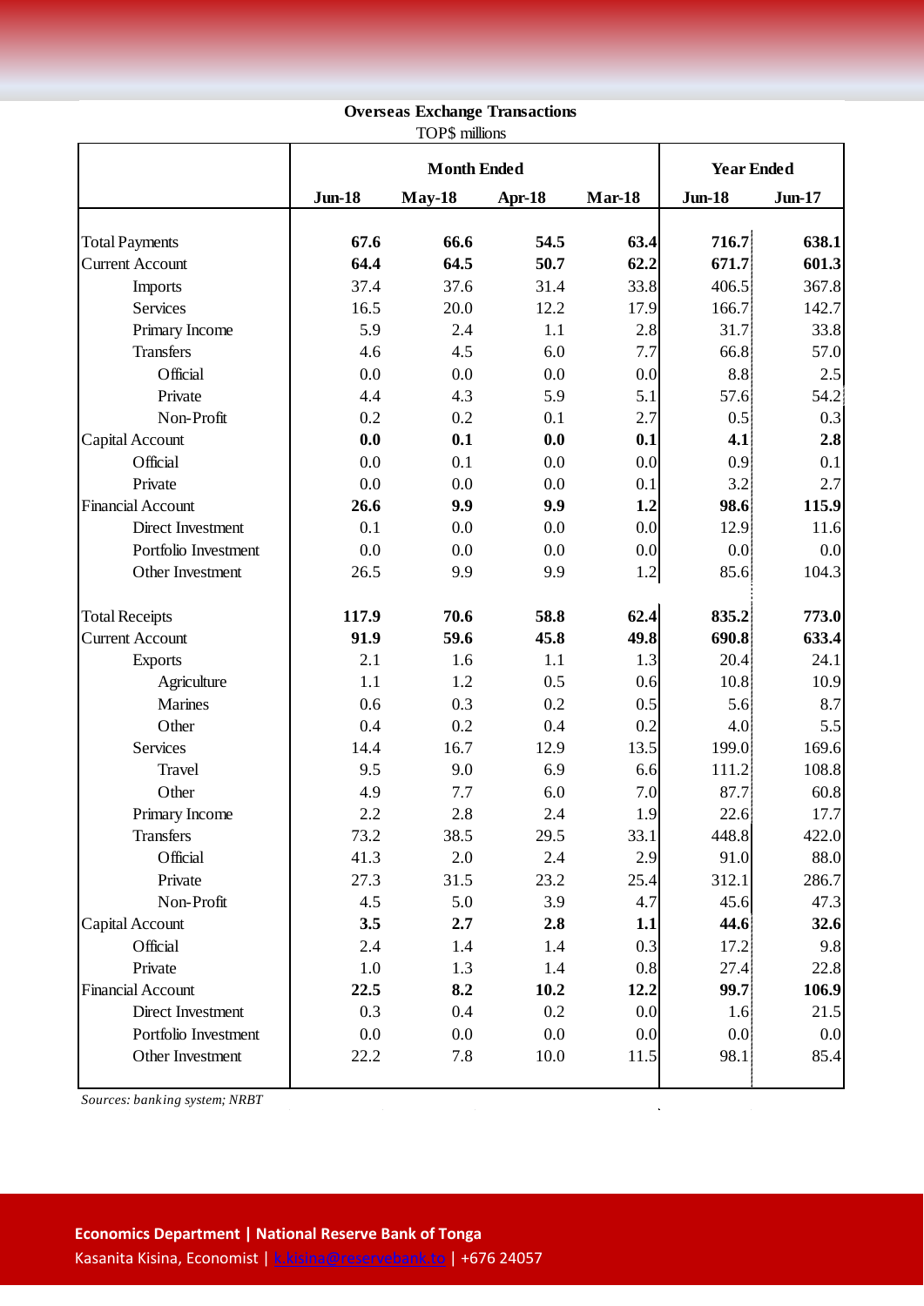**Overseas Exchange Transactions**

TOP$ millions

| | Month Ended | | | | Year Ended | |
|---|---|---|---|---|---|---|
| | **Jun-18** | **May-18** | **Apr-18** | **Mar-18** | **Jun-18** | **Jun-17** |
| Total Payments | **67.6** | **66.6** | **54.5** | **63.4** | **716.7** | **638.1** |
| Current Account | **64.4** | **64.5** | **50.7** | **62.2** | **671.7** | **601.3** |
| Imports | 37.4 | 37.6 | 31.4 | 33.8 | 406.5 | 367.8 |
| Services | 16.5 | 20.0 | 12.2 | 17.9 | 166.7 | 142.7 |
| Primary Income | 5.9 | 2.4 | 1.1 | 2.8 | 31.7 | 33.8 |
| Transfers | 4.6 | 4.5 | 6.0 | 7.7 | 66.8 | 57.0 |
| Official | 0.0 | 0.0 | 0.0 | 0.0 | 8.8 | 2.5 |
| Private | 4.4 | 4.3 | 5.9 | 5.1 | 57.6 | 54.2 |
| Non-Profit | 0.2 | 0.2 | 0.1 | 2.7 | 0.5 | 0.3 |
| Capital Account | **0.0** | **0.1** | **0.0** | **0.1** | **4.1** | **2.8** |
| Official | 0.0 | 0.1 | 0.0 | 0.0 | 0.9 | 0.1 |
| Private | 0.0 | 0.0 | 0.0 | 0.1 | 3.2 | 2.7 |
| Financial Account | **26.6** | **9.9** | **9.9** | **1.2** | **98.6** | **115.9** |
| Direct Investment | 0.1 | 0.0 | 0.0 | 0.0 | 12.9 | 11.6 |
| Portfolio Investment | 0.0 | 0.0 | 0.0 | 0.0 | 0.0 | 0.0 |
| Other Investment | 26.5 | 9.9 | 9.9 | 1.2 | 85.6 | 104.3 |
| Total Receipts | **117.9** | **70.6** | **58.8** | **62.4** | **835.2** | **773.0** |
| Current Account | **91.9** | **59.6** | **45.8** | **49.8** | **690.8** | **633.4** |
| Exports | 2.1 | 1.6 | 1.1 | 1.3 | 20.4 | 24.1 |
| Agriculture | 1.1 | 1.2 | 0.5 | 0.6 | 10.8 | 10.9 |
| Marines | 0.6 | 0.3 | 0.2 | 0.5 | 5.6 | 8.7 |
| Other | 0.4 | 0.2 | 0.4 | 0.2 | 4.0 | 5.5 |
| Services | 14.4 | 16.7 | 12.9 | 13.5 | 199.0 | 169.6 |
| Travel | 9.5 | 9.0 | 6.9 | 6.6 | 111.2 | 108.8 |
| Other | 4.9 | 7.7 | 6.0 | 7.0 | 87.7 | 60.8 |
| Primary Income | 2.2 | 2.8 | 2.4 | 1.9 | 22.6 | 17.7 |
| Transfers | 73.2 | 38.5 | 29.5 | 33.1 | 448.8 | 422.0 |
| Official | 41.3 | 2.0 | 2.4 | 2.9 | 91.0 | 88.0 |
| Private | 27.3 | 31.5 | 23.2 | 25.4 | 312.1 | 286.7 |
| Non-Profit | 4.5 | 5.0 | 3.9 | 4.7 | 45.6 | 47.3 |
| Capital Account | **3.5** | **2.7** | **2.8** | **1.1** | **44.6** | **32.6** |
| Official | 2.4 | 1.4 | 1.4 | 0.3 | 17.2 | 9.8 |
| Private | 1.0 | 1.3 | 1.4 | 0.8 | 27.4 | 22.8 |
| Financial Account | **22.5** | **8.2** | **10.2** | **12.2** | **99.7** | **106.9** |
| Direct Investment | 0.3 | 0.4 | 0.2 | 0.0 | 1.6 | 21.5 |
| Portfolio Investment | 0.0 | 0.0 | 0.0 | 0.0 | 0.0 | 0.0 |
| Other Investment | 22.2 | 7.8 | 10.0 | 11.5 | 98.1 | 85.4 |

*Sources: banking system; NRBT*

**Economics Department | National Reserve Bank of Tonga**

Kasanita Kisina, Economist | k.kisina@reservebank.to | +676 24057